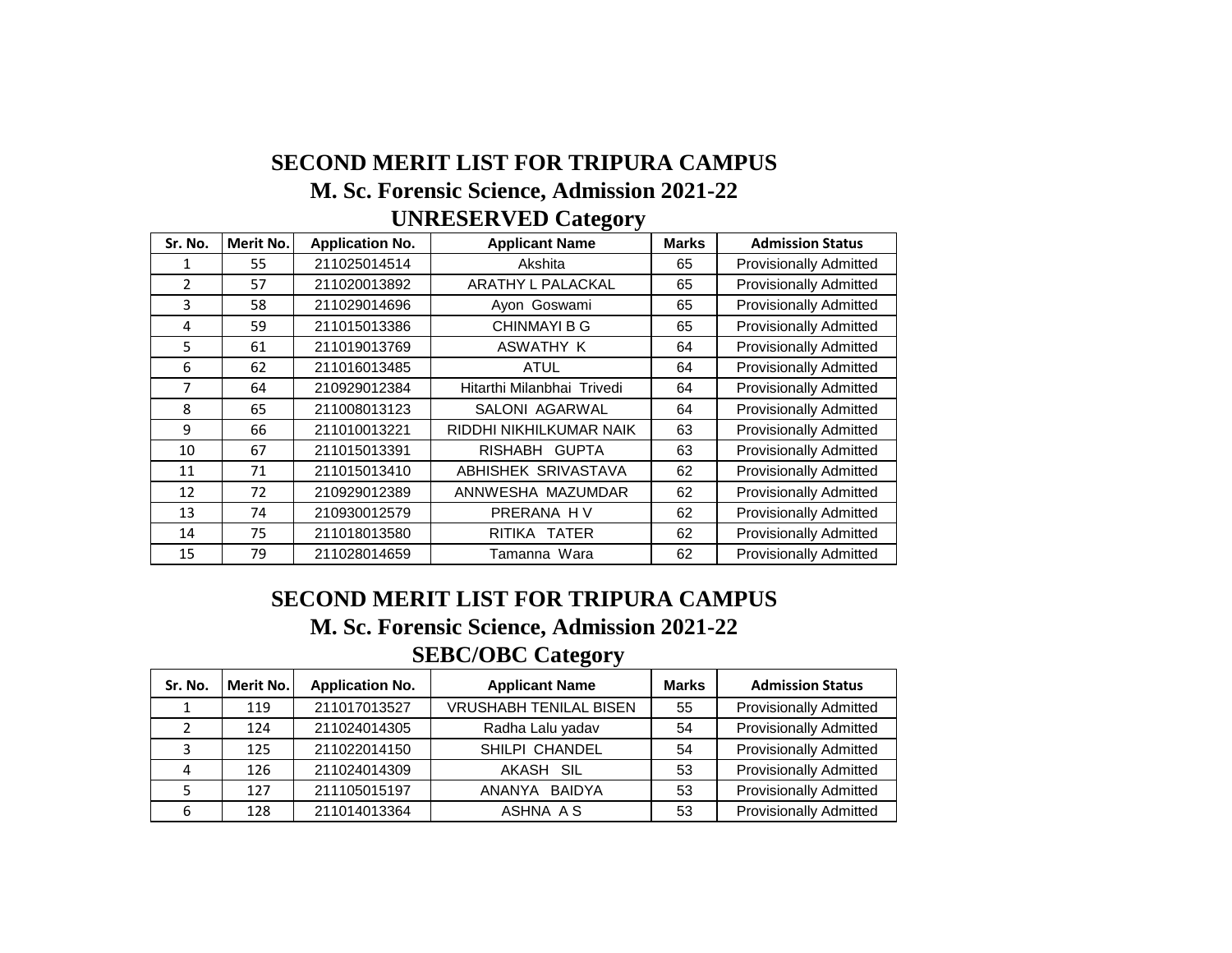# SECOND MERIT LIST FOR TRIPURA CAMPUS

## M. Sc. Forensic Science, Admission 2021-22

### UNRESERVED Category

| Sr. No. | Merit No. | Application No. | Applicant Name | Marks | Admission Status |
|---|---|---|---|---|---|
| 1 | 55 | 211025014514 | Akshita | 65 | Provisionally Admitted |
| 2 | 57 | 211020013892 | ARATHY L PALACKAL | 65 | Provisionally Admitted |
| 3 | 58 | 211029014696 | Ayon Goswami | 65 | Provisionally Admitted |
| 4 | 59 | 211015013386 | CHINMAYI B G | 65 | Provisionally Admitted |
| 5 | 61 | 211019013769 | ASWATHY K | 64 | Provisionally Admitted |
| 6 | 62 | 211016013485 | ATUL | 64 | Provisionally Admitted |
| 7 | 64 | 210929012384 | Hitarthi Milanbhai Trivedi | 64 | Provisionally Admitted |
| 8 | 65 | 211008013123 | SALONI AGARWAL | 64 | Provisionally Admitted |
| 9 | 66 | 211010013221 | RIDDHI NIKHILKUMAR NAIK | 63 | Provisionally Admitted |
| 10 | 67 | 211015013391 | RISHABH GUPTA | 63 | Provisionally Admitted |
| 11 | 71 | 211015013410 | ABHISHEK SRIVASTAVA | 62 | Provisionally Admitted |
| 12 | 72 | 210929012389 | ANNWESHA MAZUMDAR | 62 | Provisionally Admitted |
| 13 | 74 | 210930012579 | PRERANA H V | 62 | Provisionally Admitted |
| 14 | 75 | 211018013580 | RITIKA TATER | 62 | Provisionally Admitted |
| 15 | 79 | 211028014659 | Tamanna Wara | 62 | Provisionally Admitted |

# SECOND MERIT LIST FOR TRIPURA CAMPUS

## M. Sc. Forensic Science, Admission 2021-22

### SEBC/OBC Category

| Sr. No. | Merit No. | Application No. | Applicant Name | Marks | Admission Status |
|---|---|---|---|---|---|
| 1 | 119 | 211017013527 | VRUSHABH TENILAL BISEN | 55 | Provisionally Admitted |
| 2 | 124 | 211024014305 | Radha Lalu yadav | 54 | Provisionally Admitted |
| 3 | 125 | 211022014150 | SHILPI CHANDEL | 54 | Provisionally Admitted |
| 4 | 126 | 211024014309 | AKASH SIL | 53 | Provisionally Admitted |
| 5 | 127 | 211105015197 | ANANYA BAIDYA | 53 | Provisionally Admitted |
| 6 | 128 | 211014013364 | ASHNA A S | 53 | Provisionally Admitted |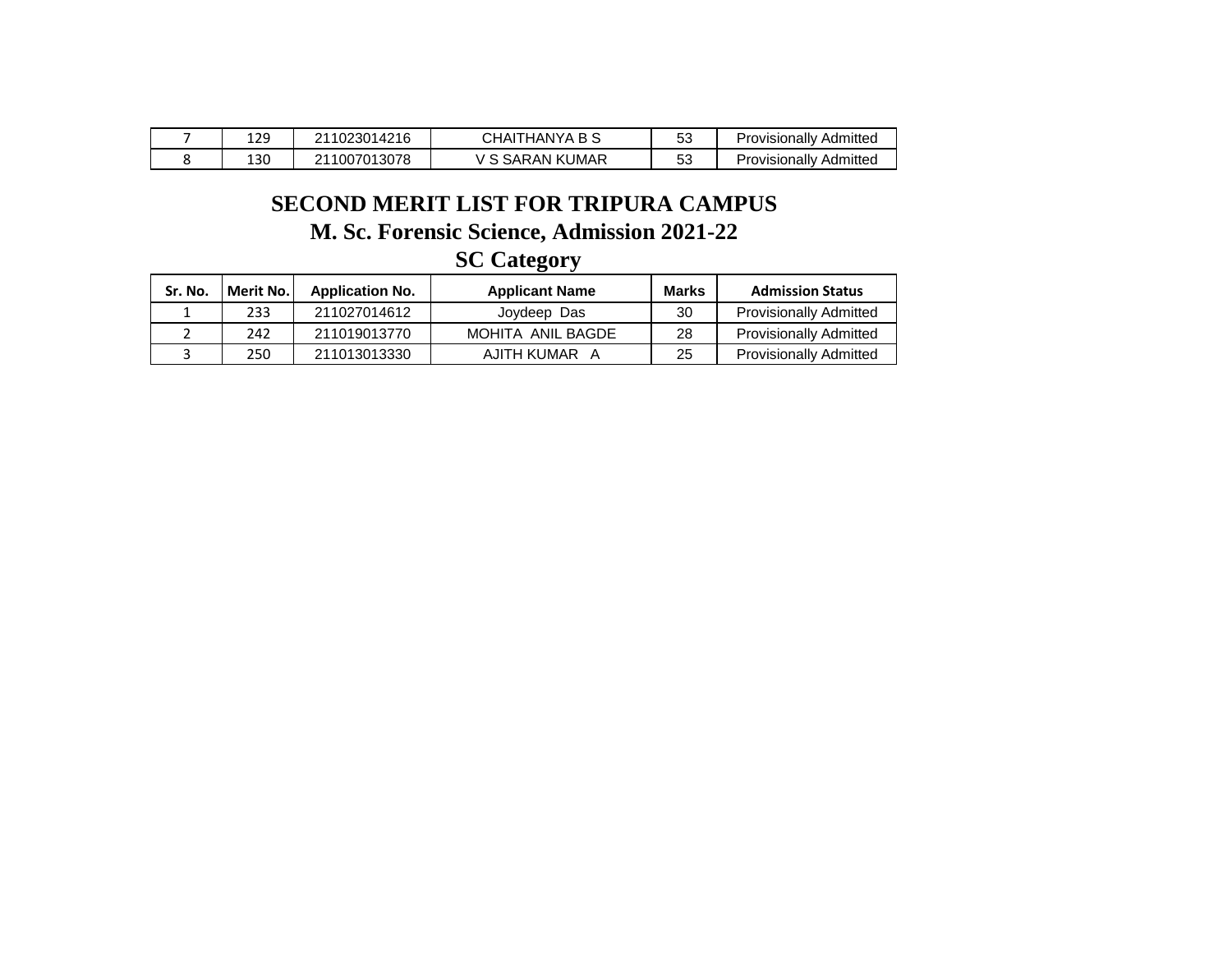| | | | | | |
|---|---|---|---|---|---|
| 7 | 129 | 211023014216 | CHAITHANYA B S | 53 | Provisionally Admitted |
| 8 | 130 | 211007013078 | V S SARAN KUMAR | 53 | Provisionally Admitted |

# SECOND MERIT LIST FOR TRIPURA CAMPUS

## M. Sc. Forensic Science, Admission 2021-22

## SC Category

| Sr. No. | Merit No. | Application No. | Applicant Name | Marks | Admission Status |
|---|---|---|---|---|---|
| 1 | 233 | 211027014612 | Joydeep Das | 30 | Provisionally Admitted |
| 2 | 242 | 211019013770 | MOHITA ANIL BAGDE | 28 | Provisionally Admitted |
| 3 | 250 | 211013013330 | AJITH KUMAR A | 25 | Provisionally Admitted |